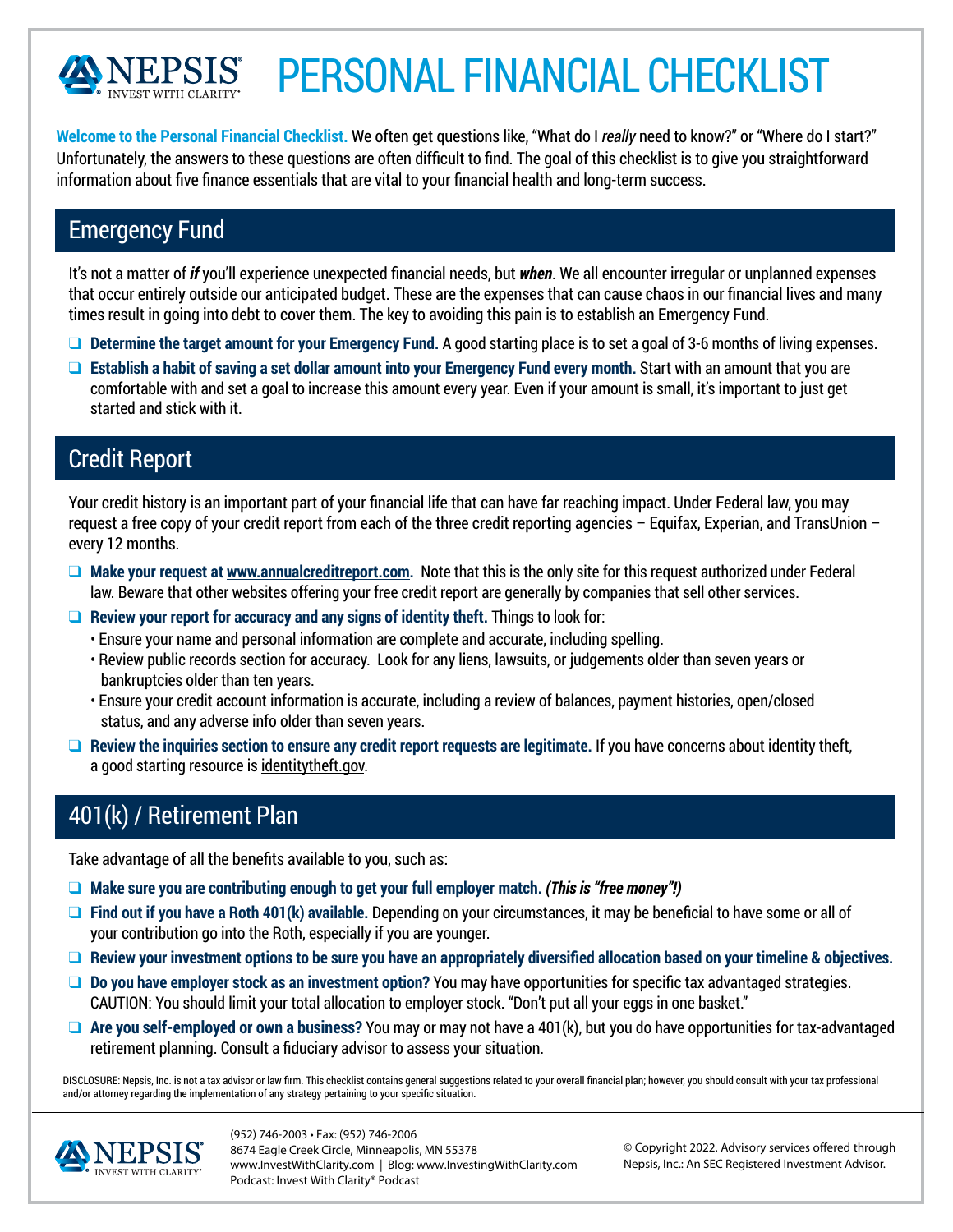# NEPSIS® INVEST WITH CLARITY® PERSONAL FINANCIAL CHECKLIST

**Welcome to the Personal Financial Checklist.** We often get questions like, "What do I *really* need to know?" or "Where do I start?" Unfortunately, the answers to these questions are often difficult to find. The goal of this checklist is to give you straightforward information about five finance essentials that are vital to your financial health and long-term success.

## Emergency Fund

It's not a matter of ***if*** you'll experience unexpected financial needs, but ***when***. We all encounter irregular or unplanned expenses that occur entirely outside our anticipated budget. These are the expenses that can cause chaos in our financial lives and many times result in going into debt to cover them. The key to avoiding this pain is to establish an Emergency Fund.

- ❑ **Determine the target amount for your Emergency Fund.** A good starting place is to set a goal of 3-6 months of living expenses.
- ❑ **Establish a habit of saving a set dollar amount into your Emergency Fund every month.** Start with an amount that you are comfortable with and set a goal to increase this amount every year. Even if your amount is small, it's important to just get started and stick with it.

## Credit Report

Your credit history is an important part of your financial life that can have far reaching impact. Under Federal law, you may request a free copy of your credit report from each of the three credit reporting agencies – Equifax, Experian, and TransUnion – every 12 months.

- ❑ **Make your request at www.annualcreditreport.com.** Note that this is the only site for this request authorized under Federal law. Beware that other websites offering your free credit report are generally by companies that sell other services.
- ❑ **Review your report for accuracy and any signs of identity theft.** Things to look for:
  - Ensure your name and personal information are complete and accurate, including spelling.
  - Review public records section for accuracy. Look for any liens, lawsuits, or judgements older than seven years or bankruptcies older than ten years.
  - Ensure your credit account information is accurate, including a review of balances, payment histories, open/closed status, and any adverse info older than seven years.
- ❑ **Review the inquiries section to ensure any credit report requests are legitimate.** If you have concerns about identity theft, a good starting resource is identitytheft.gov.

## 401(k) / Retirement Plan

Take advantage of all the benefits available to you, such as:

- ❑ **Make sure you are contributing enough to get your full employer match.** ***(This is "free money"!)***
- ❑ **Find out if you have a Roth 401(k) available.** Depending on your circumstances, it may be beneficial to have some or all of your contribution go into the Roth, especially if you are younger.
- ❑ **Review your investment options to be sure you have an appropriately diversified allocation based on your timeline & objectives.**
- ❑ **Do you have employer stock as an investment option?** You may have opportunities for specific tax advantaged strategies. CAUTION: You should limit your total allocation to employer stock. "Don't put all your eggs in one basket."
- ❑ **Are you self-employed or own a business?** You may or may not have a 401(k), but you do have opportunities for tax-advantaged retirement planning. Consult a fiduciary advisor to assess your situation.

DISCLOSURE: Nepsis, Inc. is not a tax advisor or law firm. This checklist contains general suggestions related to your overall financial plan; however, you should consult with your tax professional and/or attorney regarding the implementation of any strategy pertaining to your specific situation.

NEPSIS® INVEST WITH CLARITY®

(952) 746-2003 • Fax: (952) 746-2006
8674 Eagle Creek Circle, Minneapolis, MN 55378
www.InvestWithClarity.com | Blog: www.InvestingWithClarity.com
Podcast: Invest With Clarity® Podcast

© Copyright 2022. Advisory services offered through Nepsis, Inc.: An SEC Registered Investment Advisor.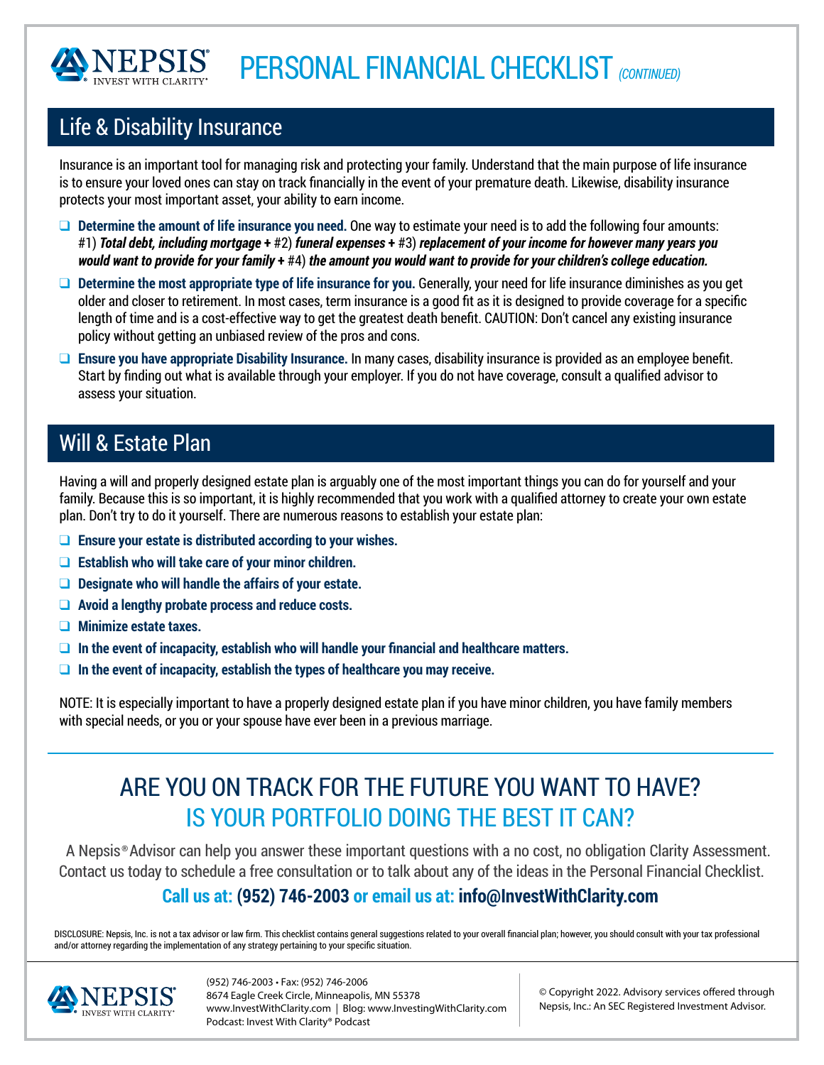# PERSONAL FINANCIAL CHECKLIST *(CONTINUED)*

## Life & Disability Insurance

Insurance is an important tool for managing risk and protecting your family. Understand that the main purpose of life insurance is to ensure your loved ones can stay on track financially in the event of your premature death. Likewise, disability insurance protects your most important asset, your ability to earn income.

- ❑ **Determine the amount of life insurance you need.** One way to estimate your need is to add the following four amounts: #1) ***Total debt, including mortgage +*** #2) ***funeral expenses +*** #3) ***replacement of your income for however many years you would want to provide for your family +*** #4) ***the amount you would want to provide for your children's college education.***
- ❑ **Determine the most appropriate type of life insurance for you.** Generally, your need for life insurance diminishes as you get older and closer to retirement. In most cases, term insurance is a good fit as it is designed to provide coverage for a specific length of time and is a cost-effective way to get the greatest death benefit. CAUTION: Don't cancel any existing insurance policy without getting an unbiased review of the pros and cons.
- ❑ **Ensure you have appropriate Disability Insurance.** In many cases, disability insurance is provided as an employee benefit. Start by finding out what is available through your employer. If you do not have coverage, consult a qualified advisor to assess your situation.

## Will & Estate Plan

Having a will and properly designed estate plan is arguably one of the most important things you can do for yourself and your family. Because this is so important, it is highly recommended that you work with a qualified attorney to create your own estate plan. Don't try to do it yourself. There are numerous reasons to establish your estate plan:

- ❑ **Ensure your estate is distributed according to your wishes.**
- ❑ **Establish who will take care of your minor children.**
- ❑ **Designate who will handle the affairs of your estate.**
- ❑ **Avoid a lengthy probate process and reduce costs.**
- ❑ **Minimize estate taxes.**
- ❑ **In the event of incapacity, establish who will handle your financial and healthcare matters.**
- ❑ **In the event of incapacity, establish the types of healthcare you may receive.**

NOTE: It is especially important to have a properly designed estate plan if you have minor children, you have family members with special needs, or you or your spouse have ever been in a previous marriage.

---

## ARE YOU ON TRACK FOR THE FUTURE YOU WANT TO HAVE?
## IS YOUR PORTFOLIO DOING THE BEST IT CAN?

A Nepsis® Advisor can help you answer these important questions with a no cost, no obligation Clarity Assessment. Contact us today to schedule a free consultation or to talk about any of the ideas in the Personal Financial Checklist.

**Call us at: (952) 746-2003 or email us at: info@InvestWithClarity.com**

DISCLOSURE: Nepsis, Inc. is not a tax advisor or law firm. This checklist contains general suggestions related to your overall financial plan; however, you should consult with your tax professional and/or attorney regarding the implementation of any strategy pertaining to your specific situation.

NEPSIS® INVEST WITH CLARITY®

(952) 746-2003 • Fax: (952) 746-2006
8674 Eagle Creek Circle, Minneapolis, MN 55378
www.InvestWithClarity.com | Blog: www.InvestingWithClarity.com
Podcast: Invest With Clarity® Podcast

© Copyright 2022. Advisory services offered through Nepsis, Inc.: An SEC Registered Investment Advisor.